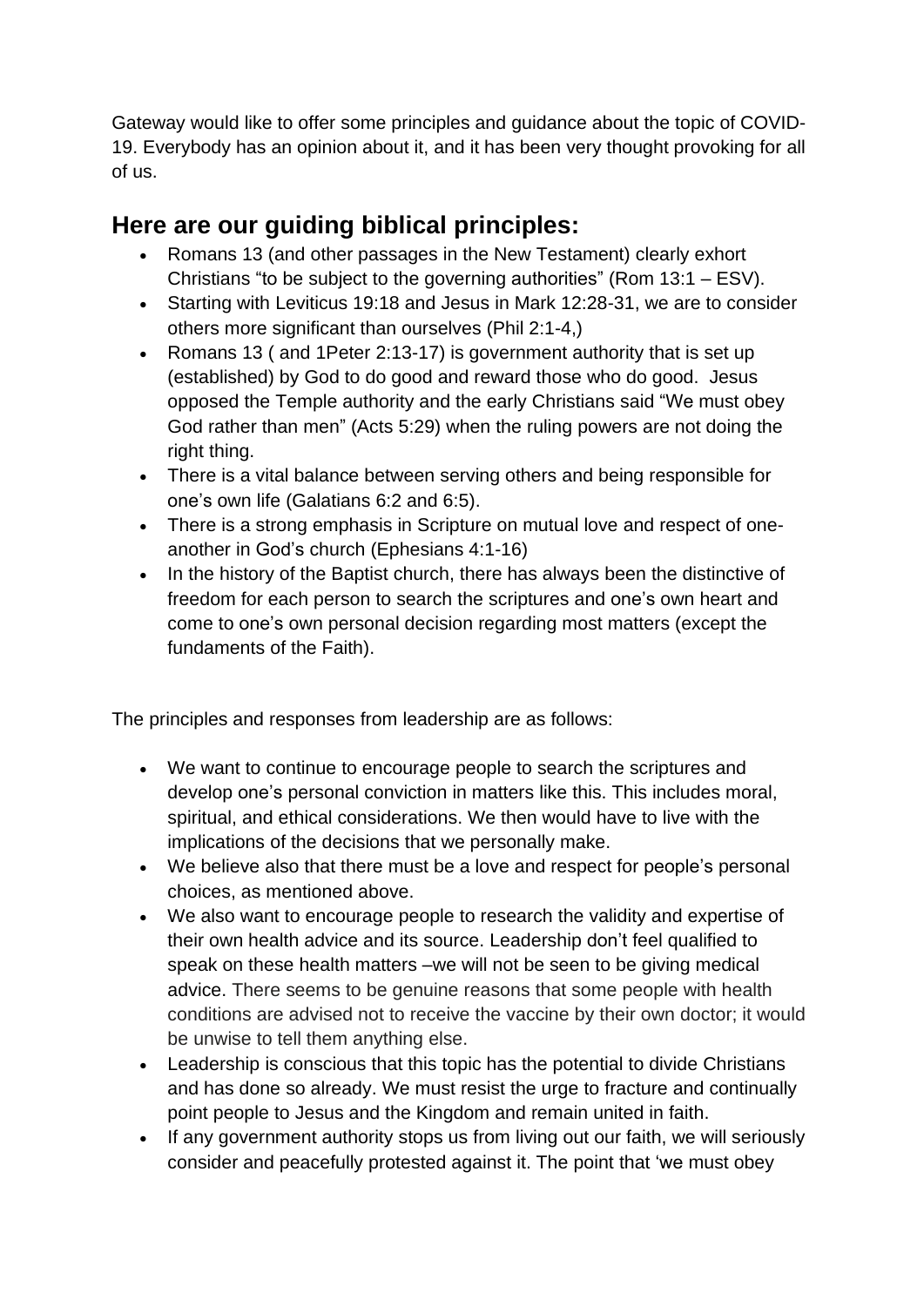Gateway would like to offer some principles and guidance about the topic of COVID-19. Everybody has an opinion about it, and it has been very thought provoking for all of us.

## Here are our guiding biblical principles:

- Romans 13 (and other passages in the New Testament) clearly exhort Christians "to be subject to the governing authorities" (Rom 13:1 – ESV).
- Starting with Leviticus 19:18 and Jesus in Mark 12:28-31, we are to consider others more significant than ourselves (Phil 2:1-4,)
- Romans 13 ( and 1Peter 2:13-17) is government authority that is set up (established) by God to do good and reward those who do good. Jesus opposed the Temple authority and the early Christians said "We must obey God rather than men" (Acts 5:29) when the ruling powers are not doing the right thing.
- There is a vital balance between serving others and being responsible for one's own life (Galatians 6:2 and 6:5).
- There is a strong emphasis in Scripture on mutual love and respect of one-another in God's church (Ephesians 4:1-16)
- In the history of the Baptist church, there has always been the distinctive of freedom for each person to search the scriptures and one's own heart and come to one's own personal decision regarding most matters (except the fundaments of the Faith).

The principles and responses from leadership are as follows:

- We want to continue to encourage people to search the scriptures and develop one's personal conviction in matters like this. This includes moral, spiritual, and ethical considerations. We then would have to live with the implications of the decisions that we personally make.
- We believe also that there must be a love and respect for people's personal choices, as mentioned above.
- We also want to encourage people to research the validity and expertise of their own health advice and its source. Leadership don't feel qualified to speak on these health matters –we will not be seen to be giving medical advice. There seems to be genuine reasons that some people with health conditions are advised not to receive the vaccine by their own doctor; it would be unwise to tell them anything else.
- Leadership is conscious that this topic has the potential to divide Christians and has done so already. We must resist the urge to fracture and continually point people to Jesus and the Kingdom and remain united in faith.
- If any government authority stops us from living out our faith, we will seriously consider and peacefully protested against it. The point that 'we must obey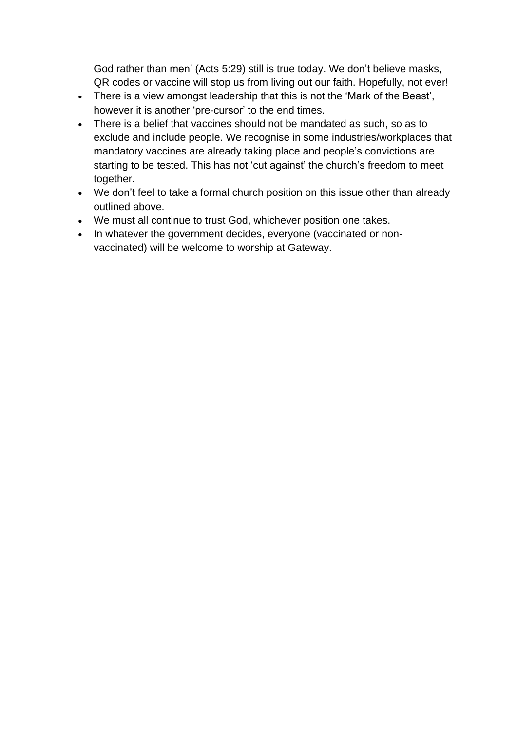God rather than men' (Acts 5:29) still is true today. We don't believe masks, QR codes or vaccine will stop us from living out our faith. Hopefully, not ever!

- There is a view amongst leadership that this is not the 'Mark of the Beast', however it is another 'pre-cursor' to the end times.
- There is a belief that vaccines should not be mandated as such, so as to exclude and include people. We recognise in some industries/workplaces that mandatory vaccines are already taking place and people's convictions are starting to be tested. This has not 'cut against' the church's freedom to meet together.
- We don't feel to take a formal church position on this issue other than already outlined above.
- We must all continue to trust God, whichever position one takes.
- In whatever the government decides, everyone (vaccinated or non-vaccinated) will be welcome to worship at Gateway.